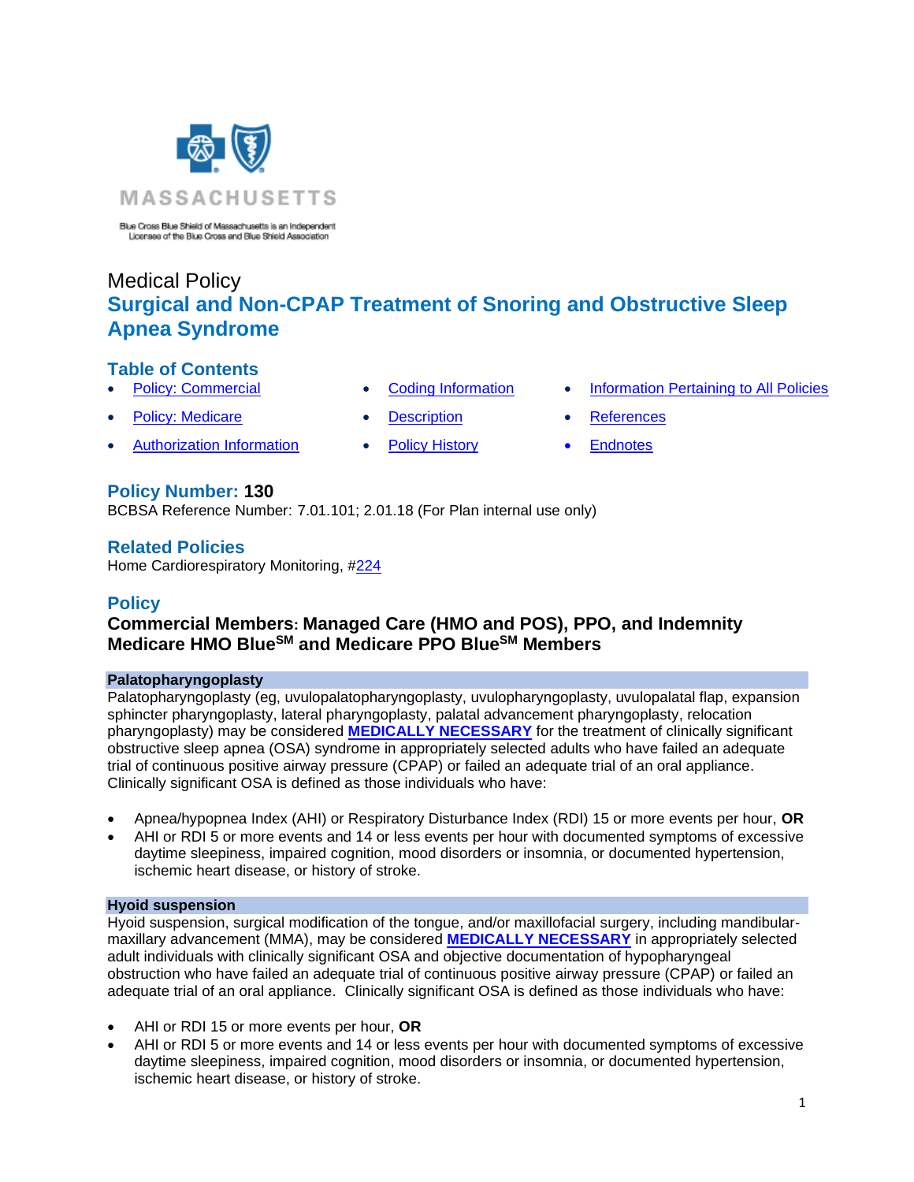MASSACHUSETTS

Blue Cross Blue Shield of Massachusetts is an Independent Licensee of the Blue Cross and Blue Shield Association

Medical Policy

# Surgical and Non-CPAP Treatment of Snoring and Obstructive Sleep Apnea Syndrome

## Table of Contents

- Policy: Commercial
- Policy: Medicare
- Authorization Information
- Coding Information
- Description
- Policy History
- Information Pertaining to All Policies
- References
- Endnotes

## Policy Number: 130

BCBSA Reference Number: 7.01.101; 2.01.18 (For Plan internal use only)

## Related Policies

Home Cardiorespiratory Monitoring, #224

## Policy

### Commercial Members: Managed Care (HMO and POS), PPO, and Indemnity Medicare HMO Blue[SM] and Medicare PPO Blue[SM] Members

#### Palatopharyngoplasty

Palatopharyngoplasty (eg, uvulopalatopharyngoplasty, uvulopharyngoplasty, uvulopalatal flap, expansion sphincter pharyngoplasty, lateral pharyngoplasty, palatal advancement pharyngoplasty, relocation pharyngoplasty) may be considered **MEDICALLY NECESSARY** for the treatment of clinically significant obstructive sleep apnea (OSA) syndrome in appropriately selected adults who have failed an adequate trial of continuous positive airway pressure (CPAP) or failed an adequate trial of an oral appliance. Clinically significant OSA is defined as those individuals who have:

- Apnea/hypopnea Index (AHI) or Respiratory Disturbance Index (RDI) 15 or more events per hour, **OR**
- AHI or RDI 5 or more events and 14 or less events per hour with documented symptoms of excessive daytime sleepiness, impaired cognition, mood disorders or insomnia, or documented hypertension, ischemic heart disease, or history of stroke.

#### Hyoid suspension

Hyoid suspension, surgical modification of the tongue, and/or maxillofacial surgery, including mandibular-maxillary advancement (MMA), may be considered **MEDICALLY NECESSARY** in appropriately selected adult individuals with clinically significant OSA and objective documentation of hypopharyngeal obstruction who have failed an adequate trial of continuous positive airway pressure (CPAP) or failed an adequate trial of an oral appliance. Clinically significant OSA is defined as those individuals who have:

- AHI or RDI 15 or more events per hour, **OR**
- AHI or RDI 5 or more events and 14 or less events per hour with documented symptoms of excessive daytime sleepiness, impaired cognition, mood disorders or insomnia, or documented hypertension, ischemic heart disease, or history of stroke.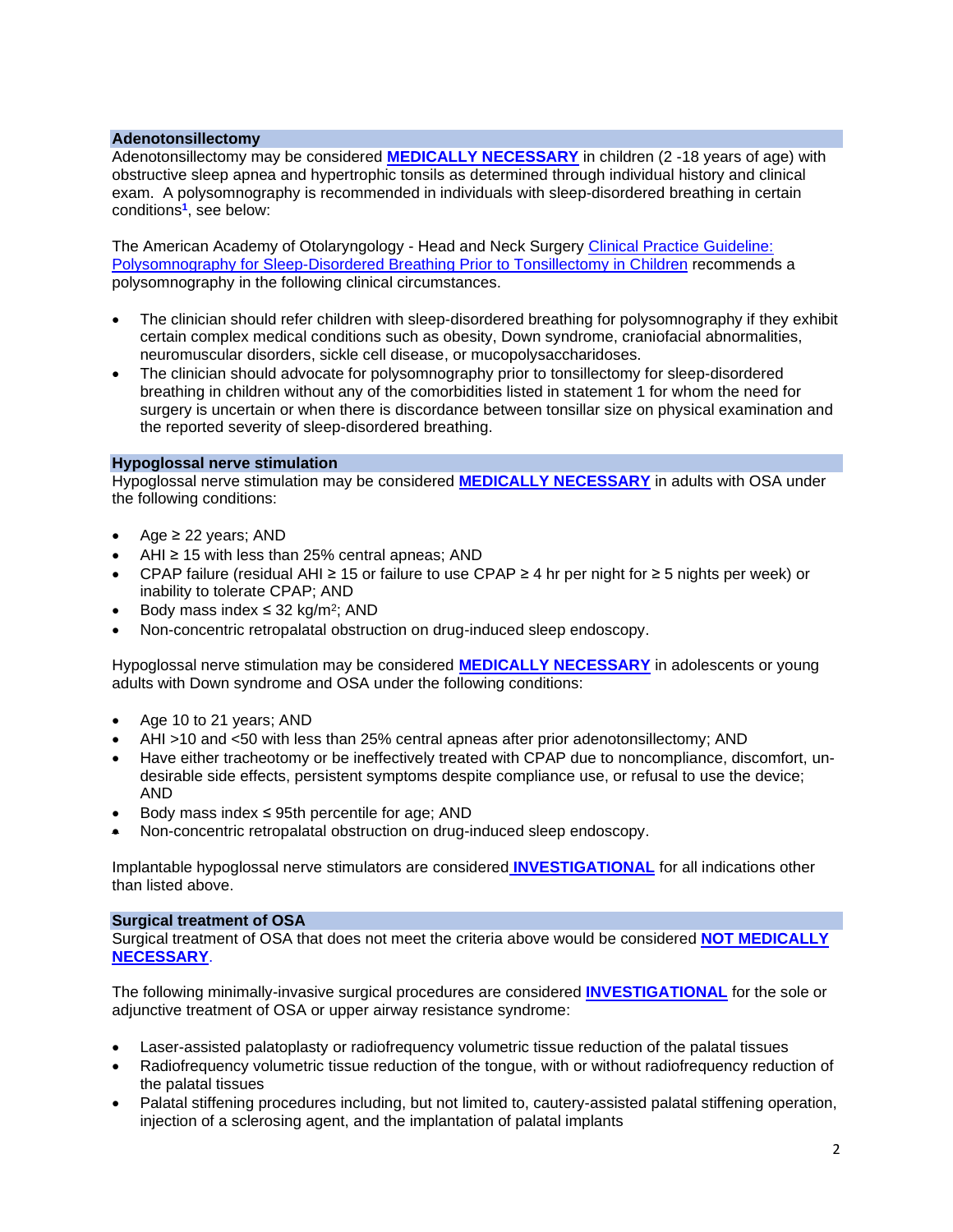## Adenotonsillectomy

Adenotonsillectomy may be considered **MEDICALLY NECESSARY** in children (2 -18 years of age) with obstructive sleep apnea and hypertrophic tonsils as determined through individual history and clinical exam. A polysomnography is recommended in individuals with sleep-disordered breathing in certain conditions[1], see below:

The American Academy of Otolaryngology - Head and Neck Surgery Clinical Practice Guideline: Polysomnography for Sleep-Disordered Breathing Prior to Tonsillectomy in Children recommends a polysomnography in the following clinical circumstances.

- The clinician should refer children with sleep-disordered breathing for polysomnography if they exhibit certain complex medical conditions such as obesity, Down syndrome, craniofacial abnormalities, neuromuscular disorders, sickle cell disease, or mucopolysaccharidoses.
- The clinician should advocate for polysomnography prior to tonsillectomy for sleep-disordered breathing in children without any of the comorbidities listed in statement 1 for whom the need for surgery is uncertain or when there is discordance between tonsillar size on physical examination and the reported severity of sleep-disordered breathing.

## Hypoglossal nerve stimulation

Hypoglossal nerve stimulation may be considered **MEDICALLY NECESSARY** in adults with OSA under the following conditions:

- Age ≥ 22 years; AND
- AHI ≥ 15 with less than 25% central apneas; AND
- CPAP failure (residual AHI ≥ 15 or failure to use CPAP ≥ 4 hr per night for ≥ 5 nights per week) or inability to tolerate CPAP; AND
- Body mass index ≤ 32 kg/m$^2$; AND
- Non-concentric retropalatal obstruction on drug-induced sleep endoscopy.

Hypoglossal nerve stimulation may be considered **MEDICALLY NECESSARY** in adolescents or young adults with Down syndrome and OSA under the following conditions:

- Age 10 to 21 years; AND
- AHI >10 and <50 with less than 25% central apneas after prior adenotonsillectomy; AND
- Have either tracheotomy or be ineffectively treated with CPAP due to noncompliance, discomfort, un-desirable side effects, persistent symptoms despite compliance use, or refusal to use the device; AND
- Body mass index ≤ 95th percentile for age; AND
- Non-concentric retropalatal obstruction on drug-induced sleep endoscopy.

Implantable hypoglossal nerve stimulators are considered **INVESTIGATIONAL** for all indications other than listed above.

## Surgical treatment of OSA

Surgical treatment of OSA that does not meet the criteria above would be considered **NOT MEDICALLY NECESSARY**.

The following minimally-invasive surgical procedures are considered **INVESTIGATIONAL** for the sole or adjunctive treatment of OSA or upper airway resistance syndrome:

- Laser-assisted palatoplasty or radiofrequency volumetric tissue reduction of the palatal tissues
- Radiofrequency volumetric tissue reduction of the tongue, with or without radiofrequency reduction of the palatal tissues
- Palatal stiffening procedures including, but not limited to, cautery-assisted palatal stiffening operation, injection of a sclerosing agent, and the implantation of palatal implants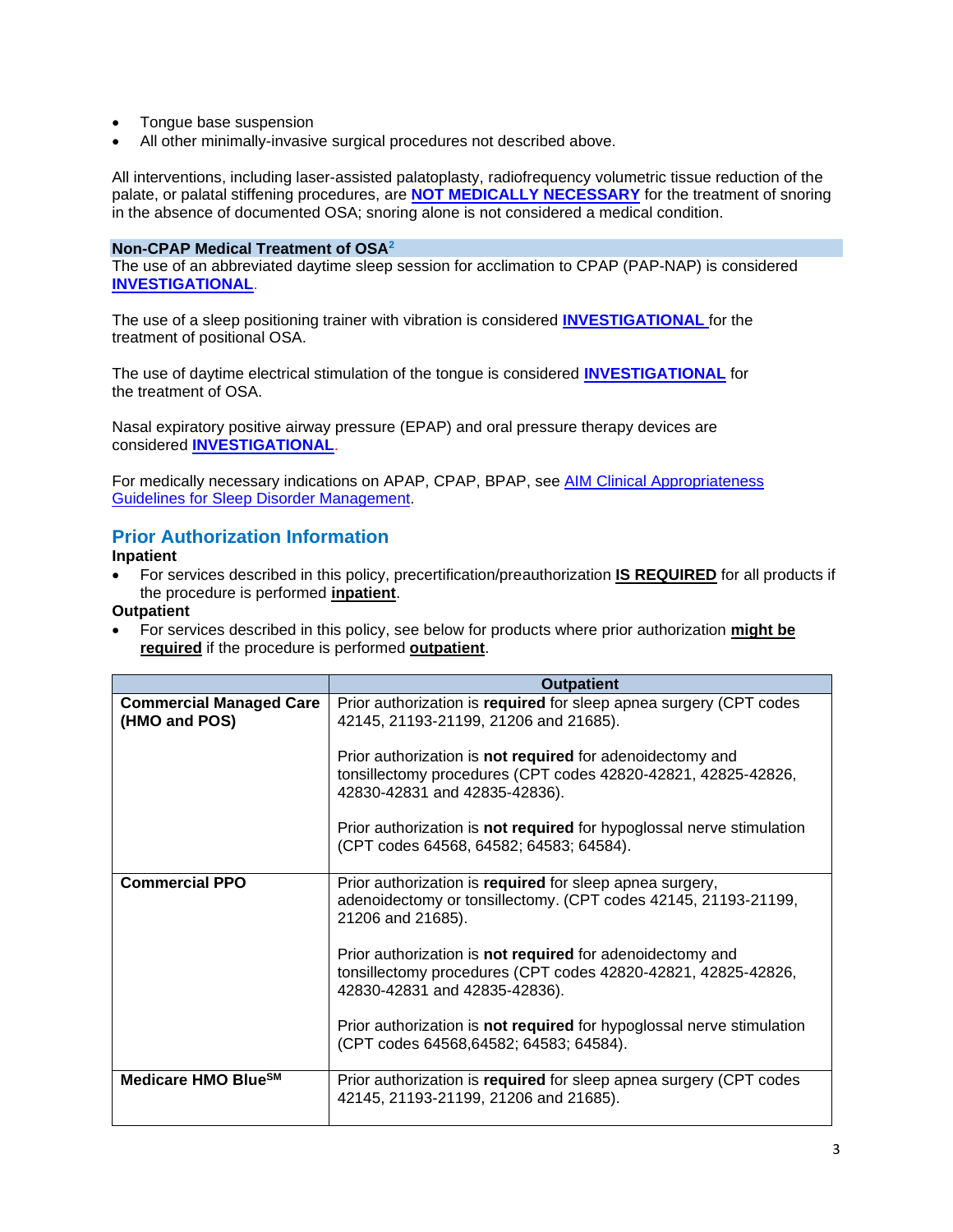- Tongue base suspension
- All other minimally-invasive surgical procedures not described above.

All interventions, including laser-assisted palatoplasty, radiofrequency volumetric tissue reduction of the palate, or palatal stiffening procedures, are **NOT MEDICALLY NECESSARY** for the treatment of snoring in the absence of documented OSA; snoring alone is not considered a medical condition.

### Non-CPAP Medical Treatment of OSA[2]

The use of an abbreviated daytime sleep session for acclimation to CPAP (PAP-NAP) is considered **INVESTIGATIONAL**.

The use of a sleep positioning trainer with vibration is considered **INVESTIGATIONAL** for the treatment of positional OSA.

The use of daytime electrical stimulation of the tongue is considered **INVESTIGATIONAL** for the treatment of OSA.

Nasal expiratory positive airway pressure (EPAP) and oral pressure therapy devices are considered **INVESTIGATIONAL**.

For medically necessary indications on APAP, CPAP, BPAP, see AIM Clinical Appropriateness Guidelines for Sleep Disorder Management.

## Prior Authorization Information

**Inpatient**

- For services described in this policy, precertification/preauthorization **IS REQUIRED** for all products if the procedure is performed **inpatient**.

**Outpatient**

- For services described in this policy, see below for products where prior authorization **might be required** if the procedure is performed **outpatient**.

| | Outpatient |
|---|---|
| **Commercial Managed Care (HMO and POS)** | Prior authorization is **required** for sleep apnea surgery (CPT codes 42145, 21193-21199, 21206 and 21685).<br><br>Prior authorization is **not required** for adenoidectomy and tonsillectomy procedures (CPT codes 42820-42821, 42825-42826, 42830-42831 and 42835-42836).<br><br>Prior authorization is **not required** for hypoglossal nerve stimulation (CPT codes 64568, 64582; 64583; 64584). |
| **Commercial PPO** | Prior authorization is **required** for sleep apnea surgery, adenoidectomy or tonsillectomy. (CPT codes 42145, 21193-21199, 21206 and 21685).<br><br>Prior authorization is **not required** for adenoidectomy and tonsillectomy procedures (CPT codes 42820-42821, 42825-42826, 42830-42831 and 42835-42836).<br><br>Prior authorization is **not required** for hypoglossal nerve stimulation (CPT codes 64568,64582; 64583; 64584). |
| **Medicare HMO Blue℠** | Prior authorization is **required** for sleep apnea surgery (CPT codes 42145, 21193-21199, 21206 and 21685). |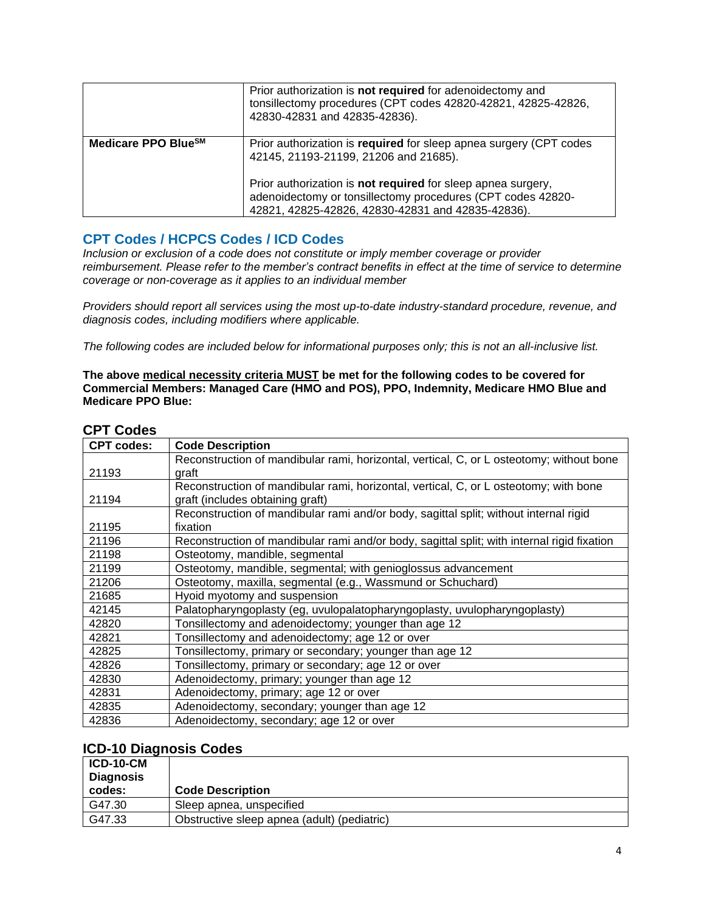| | |
|---|---|
| | Prior authorization is **not required** for adenoidectomy and tonsillectomy procedures (CPT codes 42820-42821, 42825-42826, 42830-42831 and 42835-42836). |
| **Medicare PPO Blue℠** | Prior authorization is **required** for sleep apnea surgery (CPT codes 42145, 21193-21199, 21206 and 21685).<br><br>Prior authorization is **not required** for sleep apnea surgery, adenoidectomy or tonsillectomy procedures (CPT codes 42820-42821, 42825-42826, 42830-42831 and 42835-42836). |

## CPT Codes / HCPCS Codes / ICD Codes

*Inclusion or exclusion of a code does not constitute or imply member coverage or provider reimbursement. Please refer to the member's contract benefits in effect at the time of service to determine coverage or non-coverage as it applies to an individual member*

*Providers should report all services using the most up-to-date industry-standard procedure, revenue, and diagnosis codes, including modifiers where applicable.*

*The following codes are included below for informational purposes only; this is not an all-inclusive list.*

**The above medical necessity criteria MUST be met for the following codes to be covered for Commercial Members: Managed Care (HMO and POS), PPO, Indemnity, Medicare HMO Blue and Medicare PPO Blue:**

### CPT Codes

| CPT codes: | Code Description |
|---|---|
| 21193 | Reconstruction of mandibular rami, horizontal, vertical, C, or L osteotomy; without bone graft |
| 21194 | Reconstruction of mandibular rami, horizontal, vertical, C, or L osteotomy; with bone graft (includes obtaining graft) |
| 21195 | Reconstruction of mandibular rami and/or body, sagittal split; without internal rigid fixation |
| 21196 | Reconstruction of mandibular rami and/or body, sagittal split; with internal rigid fixation |
| 21198 | Osteotomy, mandible, segmental |
| 21199 | Osteotomy, mandible, segmental; with genioglossus advancement |
| 21206 | Osteotomy, maxilla, segmental (e.g., Wassmund or Schuchard) |
| 21685 | Hyoid myotomy and suspension |
| 42145 | Palatopharyngoplasty (eg, uvulopalatopharyngoplasty, uvulopharyngoplasty) |
| 42820 | Tonsillectomy and adenoidectomy; younger than age 12 |
| 42821 | Tonsillectomy and adenoidectomy; age 12 or over |
| 42825 | Tonsillectomy, primary or secondary; younger than age 12 |
| 42826 | Tonsillectomy, primary or secondary; age 12 or over |
| 42830 | Adenoidectomy, primary; younger than age 12 |
| 42831 | Adenoidectomy, primary; age 12 or over |
| 42835 | Adenoidectomy, secondary; younger than age 12 |
| 42836 | Adenoidectomy, secondary; age 12 or over |

### ICD-10 Diagnosis Codes

| ICD-10-CM Diagnosis codes: | Code Description |
|---|---|
| G47.30 | Sleep apnea, unspecified |
| G47.33 | Obstructive sleep apnea (adult) (pediatric) |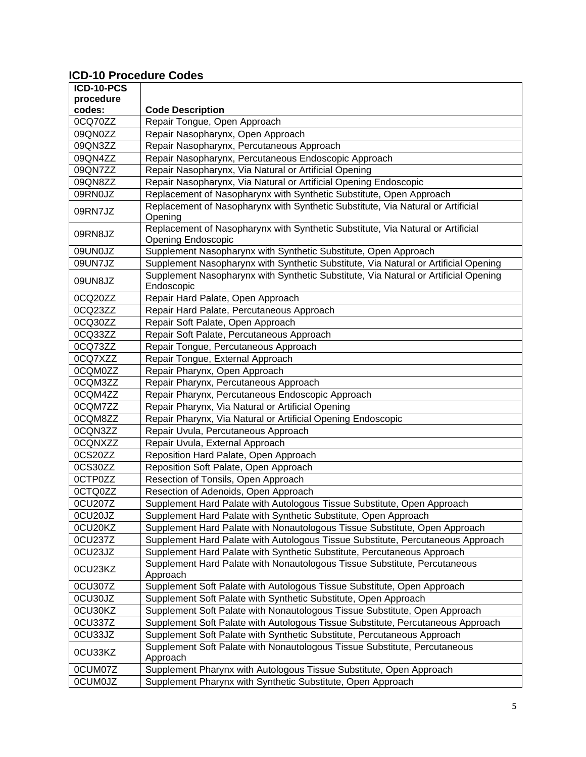## ICD-10 Procedure Codes

| ICD-10-PCS procedure codes: | Code Description |
|---|---|
| 0CQ70ZZ | Repair Tongue, Open Approach |
| 09QN0ZZ | Repair Nasopharynx, Open Approach |
| 09QN3ZZ | Repair Nasopharynx, Percutaneous Approach |
| 09QN4ZZ | Repair Nasopharynx, Percutaneous Endoscopic Approach |
| 09QN7ZZ | Repair Nasopharynx, Via Natural or Artificial Opening |
| 09QN8ZZ | Repair Nasopharynx, Via Natural or Artificial Opening Endoscopic |
| 09RN0JZ | Replacement of Nasopharynx with Synthetic Substitute, Open Approach |
| 09RN7JZ | Replacement of Nasopharynx with Synthetic Substitute, Via Natural or Artificial Opening |
| 09RN8JZ | Replacement of Nasopharynx with Synthetic Substitute, Via Natural or Artificial Opening Endoscopic |
| 09UN0JZ | Supplement Nasopharynx with Synthetic Substitute, Open Approach |
| 09UN7JZ | Supplement Nasopharynx with Synthetic Substitute, Via Natural or Artificial Opening |
| 09UN8JZ | Supplement Nasopharynx with Synthetic Substitute, Via Natural or Artificial Opening Endoscopic |
| 0CQ20ZZ | Repair Hard Palate, Open Approach |
| 0CQ23ZZ | Repair Hard Palate, Percutaneous Approach |
| 0CQ30ZZ | Repair Soft Palate, Open Approach |
| 0CQ33ZZ | Repair Soft Palate, Percutaneous Approach |
| 0CQ73ZZ | Repair Tongue, Percutaneous Approach |
| 0CQ7XZZ | Repair Tongue, External Approach |
| 0CQM0ZZ | Repair Pharynx, Open Approach |
| 0CQM3ZZ | Repair Pharynx, Percutaneous Approach |
| 0CQM4ZZ | Repair Pharynx, Percutaneous Endoscopic Approach |
| 0CQM7ZZ | Repair Pharynx, Via Natural or Artificial Opening |
| 0CQM8ZZ | Repair Pharynx, Via Natural or Artificial Opening Endoscopic |
| 0CQN3ZZ | Repair Uvula, Percutaneous Approach |
| 0CQNXZZ | Repair Uvula, External Approach |
| 0CS20ZZ | Reposition Hard Palate, Open Approach |
| 0CS30ZZ | Reposition Soft Palate, Open Approach |
| 0CTP0ZZ | Resection of Tonsils, Open Approach |
| 0CTQ0ZZ | Resection of Adenoids, Open Approach |
| 0CU207Z | Supplement Hard Palate with Autologous Tissue Substitute, Open Approach |
| 0CU20JZ | Supplement Hard Palate with Synthetic Substitute, Open Approach |
| 0CU20KZ | Supplement Hard Palate with Nonautologous Tissue Substitute, Open Approach |
| 0CU237Z | Supplement Hard Palate with Autologous Tissue Substitute, Percutaneous Approach |
| 0CU23JZ | Supplement Hard Palate with Synthetic Substitute, Percutaneous Approach |
| 0CU23KZ | Supplement Hard Palate with Nonautologous Tissue Substitute, Percutaneous Approach |
| 0CU307Z | Supplement Soft Palate with Autologous Tissue Substitute, Open Approach |
| 0CU30JZ | Supplement Soft Palate with Synthetic Substitute, Open Approach |
| 0CU30KZ | Supplement Soft Palate with Nonautologous Tissue Substitute, Open Approach |
| 0CU337Z | Supplement Soft Palate with Autologous Tissue Substitute, Percutaneous Approach |
| 0CU33JZ | Supplement Soft Palate with Synthetic Substitute, Percutaneous Approach |
| 0CU33KZ | Supplement Soft Palate with Nonautologous Tissue Substitute, Percutaneous Approach |
| 0CUM07Z | Supplement Pharynx with Autologous Tissue Substitute, Open Approach |
| 0CUM0JZ | Supplement Pharynx with Synthetic Substitute, Open Approach |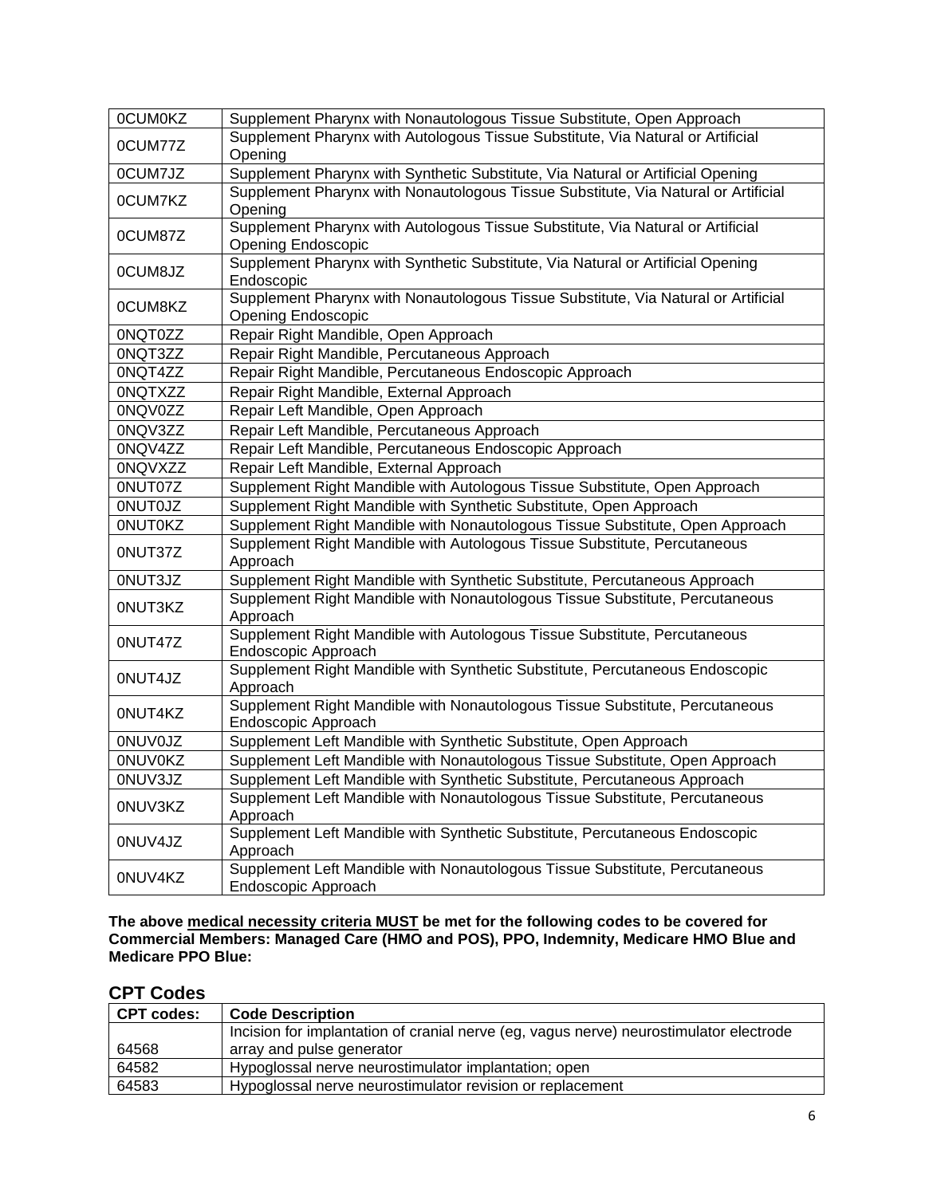| | |
|---|---|
| 0CUM0KZ | Supplement Pharynx with Nonautologous Tissue Substitute, Open Approach |
| 0CUM77Z | Supplement Pharynx with Autologous Tissue Substitute, Via Natural or Artificial Opening |
| 0CUM7JZ | Supplement Pharynx with Synthetic Substitute, Via Natural or Artificial Opening |
| 0CUM7KZ | Supplement Pharynx with Nonautologous Tissue Substitute, Via Natural or Artificial Opening |
| 0CUM87Z | Supplement Pharynx with Autologous Tissue Substitute, Via Natural or Artificial Opening Endoscopic |
| 0CUM8JZ | Supplement Pharynx with Synthetic Substitute, Via Natural or Artificial Opening Endoscopic |
| 0CUM8KZ | Supplement Pharynx with Nonautologous Tissue Substitute, Via Natural or Artificial Opening Endoscopic |
| 0NQT0ZZ | Repair Right Mandible, Open Approach |
| 0NQT3ZZ | Repair Right Mandible, Percutaneous Approach |
| 0NQT4ZZ | Repair Right Mandible, Percutaneous Endoscopic Approach |
| 0NQTXZZ | Repair Right Mandible, External Approach |
| 0NQV0ZZ | Repair Left Mandible, Open Approach |
| 0NQV3ZZ | Repair Left Mandible, Percutaneous Approach |
| 0NQV4ZZ | Repair Left Mandible, Percutaneous Endoscopic Approach |
| 0NQVXZZ | Repair Left Mandible, External Approach |
| 0NUT07Z | Supplement Right Mandible with Autologous Tissue Substitute, Open Approach |
| 0NUT0JZ | Supplement Right Mandible with Synthetic Substitute, Open Approach |
| 0NUT0KZ | Supplement Right Mandible with Nonautologous Tissue Substitute, Open Approach |
| 0NUT37Z | Supplement Right Mandible with Autologous Tissue Substitute, Percutaneous Approach |
| 0NUT3JZ | Supplement Right Mandible with Synthetic Substitute, Percutaneous Approach |
| 0NUT3KZ | Supplement Right Mandible with Nonautologous Tissue Substitute, Percutaneous Approach |
| 0NUT47Z | Supplement Right Mandible with Autologous Tissue Substitute, Percutaneous Endoscopic Approach |
| 0NUT4JZ | Supplement Right Mandible with Synthetic Substitute, Percutaneous Endoscopic Approach |
| 0NUT4KZ | Supplement Right Mandible with Nonautologous Tissue Substitute, Percutaneous Endoscopic Approach |
| 0NUV0JZ | Supplement Left Mandible with Synthetic Substitute, Open Approach |
| 0NUV0KZ | Supplement Left Mandible with Nonautologous Tissue Substitute, Open Approach |
| 0NUV3JZ | Supplement Left Mandible with Synthetic Substitute, Percutaneous Approach |
| 0NUV3KZ | Supplement Left Mandible with Nonautologous Tissue Substitute, Percutaneous Approach |
| 0NUV4JZ | Supplement Left Mandible with Synthetic Substitute, Percutaneous Endoscopic Approach |
| 0NUV4KZ | Supplement Left Mandible with Nonautologous Tissue Substitute, Percutaneous Endoscopic Approach |

**The above medical necessity criteria MUST be met for the following codes to be covered for Commercial Members: Managed Care (HMO and POS), PPO, Indemnity, Medicare HMO Blue and Medicare PPO Blue:**

## CPT Codes

| CPT codes: | Code Description |
|---|---|
| 64568 | Incision for implantation of cranial nerve (eg, vagus nerve) neurostimulator electrode array and pulse generator |
| 64582 | Hypoglossal nerve neurostimulator implantation; open |
| 64583 | Hypoglossal nerve neurostimulator revision or replacement |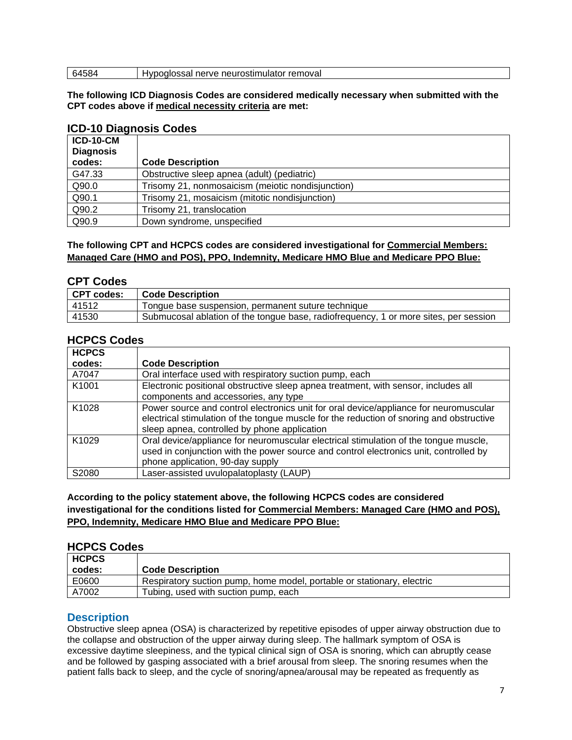| 64584 | Hypoglossal nerve neurostimulator removal |
|---|---|

**The following ICD Diagnosis Codes are considered medically necessary when submitted with the CPT codes above if medical necessity criteria are met:**

### ICD-10 Diagnosis Codes

| ICD-10-CM Diagnosis codes: | Code Description |
|---|---|
| G47.33 | Obstructive sleep apnea (adult) (pediatric) |
| Q90.0 | Trisomy 21, nonmosaicism (meiotic nondisjunction) |
| Q90.1 | Trisomy 21, mosaicism (mitotic nondisjunction) |
| Q90.2 | Trisomy 21, translocation |
| Q90.9 | Down syndrome, unspecified |

**The following CPT and HCPCS codes are considered investigational for Commercial Members: Managed Care (HMO and POS), PPO, Indemnity, Medicare HMO Blue and Medicare PPO Blue:**

### CPT Codes

| CPT codes: | Code Description |
|---|---|
| 41512 | Tongue base suspension, permanent suture technique |
| 41530 | Submucosal ablation of the tongue base, radiofrequency, 1 or more sites, per session |

### HCPCS Codes

| HCPCS codes: | Code Description |
|---|---|
| A7047 | Oral interface used with respiratory suction pump, each |
| K1001 | Electronic positional obstructive sleep apnea treatment, with sensor, includes all components and accessories, any type |
| K1028 | Power source and control electronics unit for oral device/appliance for neuromuscular electrical stimulation of the tongue muscle for the reduction of snoring and obstructive sleep apnea, controlled by phone application |
| K1029 | Oral device/appliance for neuromuscular electrical stimulation of the tongue muscle, used in conjunction with the power source and control electronics unit, controlled by phone application, 90-day supply |
| S2080 | Laser-assisted uvulopalatoplasty (LAUP) |

**According to the policy statement above, the following HCPCS codes are considered investigational for the conditions listed for Commercial Members: Managed Care (HMO and POS), PPO, Indemnity, Medicare HMO Blue and Medicare PPO Blue:**

### HCPCS Codes

| HCPCS codes: | Code Description |
|---|---|
| E0600 | Respiratory suction pump, home model, portable or stationary, electric |
| A7002 | Tubing, used with suction pump, each |

## Description

Obstructive sleep apnea (OSA) is characterized by repetitive episodes of upper airway obstruction due to the collapse and obstruction of the upper airway during sleep. The hallmark symptom of OSA is excessive daytime sleepiness, and the typical clinical sign of OSA is snoring, which can abruptly cease and be followed by gasping associated with a brief arousal from sleep. The snoring resumes when the patient falls back to sleep, and the cycle of snoring/apnea/arousal may be repeated as frequently as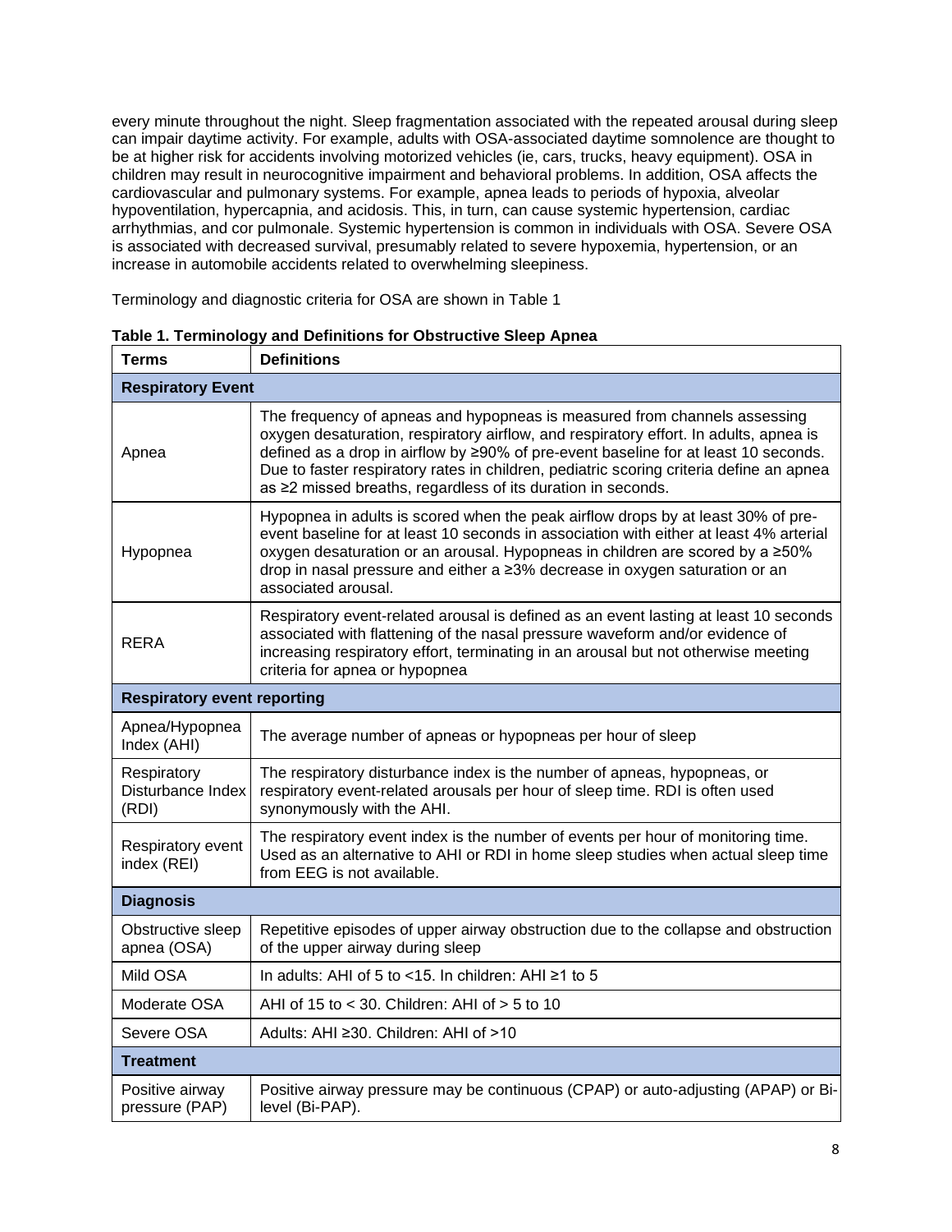every minute throughout the night. Sleep fragmentation associated with the repeated arousal during sleep can impair daytime activity. For example, adults with OSA-associated daytime somnolence are thought to be at higher risk for accidents involving motorized vehicles (ie, cars, trucks, heavy equipment). OSA in children may result in neurocognitive impairment and behavioral problems. In addition, OSA affects the cardiovascular and pulmonary systems. For example, apnea leads to periods of hypoxia, alveolar hypoventilation, hypercapnia, and acidosis. This, in turn, can cause systemic hypertension, cardiac arrhythmias, and cor pulmonale. Systemic hypertension is common in individuals with OSA. Severe OSA is associated with decreased survival, presumably related to severe hypoxemia, hypertension, or an increase in automobile accidents related to overwhelming sleepiness.

Terminology and diagnostic criteria for OSA are shown in Table 1

**Table 1. Terminology and Definitions for Obstructive Sleep Apnea**

| Terms | Definitions |
|---|---|
| **Respiratory Event** | |
| Apnea | The frequency of apneas and hypopneas is measured from channels assessing oxygen desaturation, respiratory airflow, and respiratory effort. In adults, apnea is defined as a drop in airflow by ≥90% of pre-event baseline for at least 10 seconds. Due to faster respiratory rates in children, pediatric scoring criteria define an apnea as ≥2 missed breaths, regardless of its duration in seconds. |
| Hypopnea | Hypopnea in adults is scored when the peak airflow drops by at least 30% of pre-event baseline for at least 10 seconds in association with either at least 4% arterial oxygen desaturation or an arousal. Hypopneas in children are scored by a ≥50% drop in nasal pressure and either a ≥3% decrease in oxygen saturation or an associated arousal. |
| RERA | Respiratory event-related arousal is defined as an event lasting at least 10 seconds associated with flattening of the nasal pressure waveform and/or evidence of increasing respiratory effort, terminating in an arousal but not otherwise meeting criteria for apnea or hypopnea |
| **Respiratory event reporting** | |
| Apnea/Hypopnea Index (AHI) | The average number of apneas or hypopneas per hour of sleep |
| Respiratory Disturbance Index (RDI) | The respiratory disturbance index is the number of apneas, hypopneas, or respiratory event-related arousals per hour of sleep time. RDI is often used synonymously with the AHI. |
| Respiratory event index (REI) | The respiratory event index is the number of events per hour of monitoring time. Used as an alternative to AHI or RDI in home sleep studies when actual sleep time from EEG is not available. |
| **Diagnosis** | |
| Obstructive sleep apnea (OSA) | Repetitive episodes of upper airway obstruction due to the collapse and obstruction of the upper airway during sleep |
| Mild OSA | In adults: AHI of 5 to <15. In children: AHI ≥1 to 5 |
| Moderate OSA | AHI of 15 to < 30. Children: AHI of > 5 to 10 |
| Severe OSA | Adults: AHI ≥30. Children: AHI of >10 |
| **Treatment** | |
| Positive airway pressure (PAP) | Positive airway pressure may be continuous (CPAP) or auto-adjusting (APAP) or Bi-level (Bi-PAP). |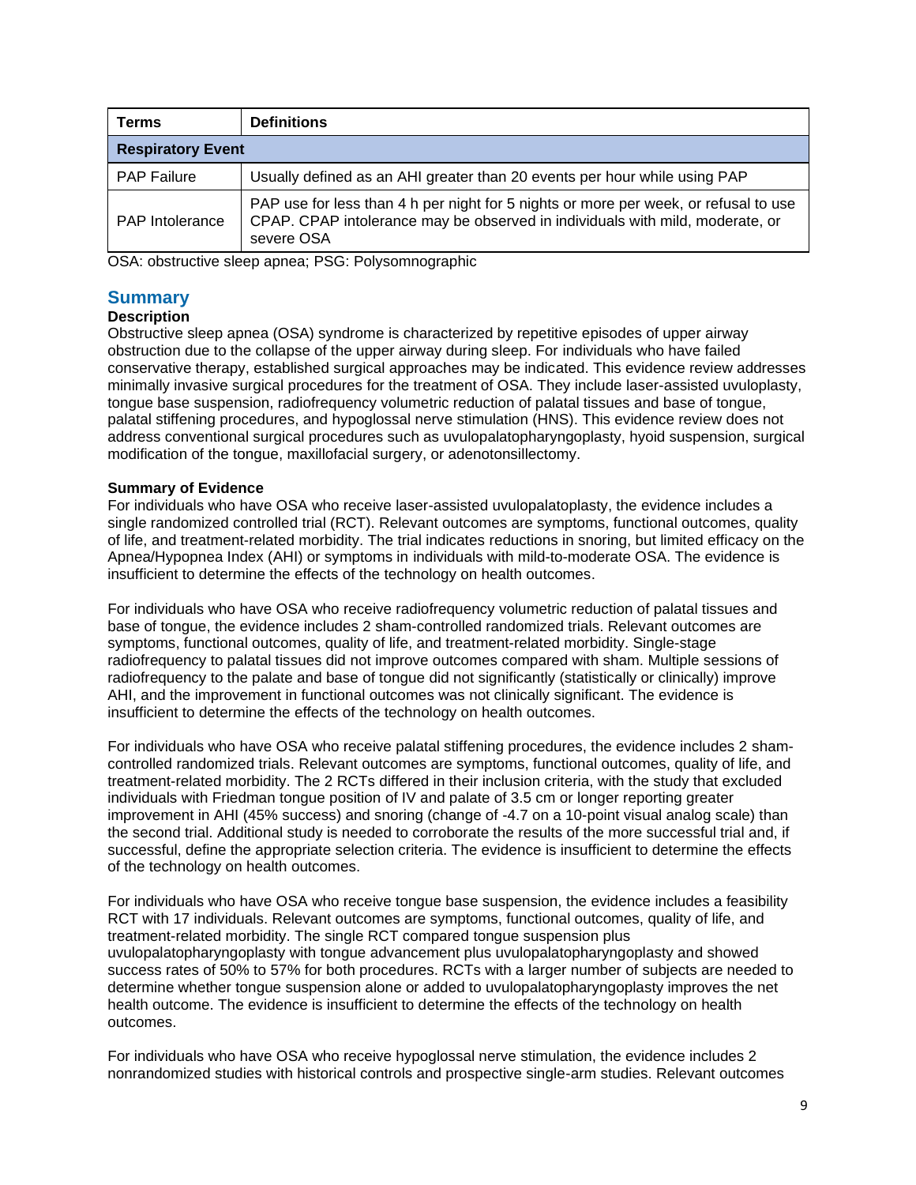| Terms | Definitions |
| --- | --- |
| **Respiratory Event** | |
| PAP Failure | Usually defined as an AHI greater than 20 events per hour while using PAP |
| PAP Intolerance | PAP use for less than 4 h per night for 5 nights or more per week, or refusal to use CPAP. CPAP intolerance may be observed in individuals with mild, moderate, or severe OSA |

OSA: obstructive sleep apnea; PSG: Polysomnographic

## Summary

### Description

Obstructive sleep apnea (OSA) syndrome is characterized by repetitive episodes of upper airway obstruction due to the collapse of the upper airway during sleep. For individuals who have failed conservative therapy, established surgical approaches may be indicated. This evidence review addresses minimally invasive surgical procedures for the treatment of OSA. They include laser-assisted uvuloplasty, tongue base suspension, radiofrequency volumetric reduction of palatal tissues and base of tongue, palatal stiffening procedures, and hypoglossal nerve stimulation (HNS). This evidence review does not address conventional surgical procedures such as uvulopalatopharyngoplasty, hyoid suspension, surgical modification of the tongue, maxillofacial surgery, or adenotonsillectomy.

### Summary of Evidence

For individuals who have OSA who receive laser-assisted uvulopalatoplasty, the evidence includes a single randomized controlled trial (RCT). Relevant outcomes are symptoms, functional outcomes, quality of life, and treatment-related morbidity. The trial indicates reductions in snoring, but limited efficacy on the Apnea/Hypopnea Index (AHI) or symptoms in individuals with mild-to-moderate OSA. The evidence is insufficient to determine the effects of the technology on health outcomes.

For individuals who have OSA who receive radiofrequency volumetric reduction of palatal tissues and base of tongue, the evidence includes 2 sham-controlled randomized trials. Relevant outcomes are symptoms, functional outcomes, quality of life, and treatment-related morbidity. Single-stage radiofrequency to palatal tissues did not improve outcomes compared with sham. Multiple sessions of radiofrequency to the palate and base of tongue did not significantly (statistically or clinically) improve AHI, and the improvement in functional outcomes was not clinically significant. The evidence is insufficient to determine the effects of the technology on health outcomes.

For individuals who have OSA who receive palatal stiffening procedures, the evidence includes 2 sham-controlled randomized trials. Relevant outcomes are symptoms, functional outcomes, quality of life, and treatment-related morbidity. The 2 RCTs differed in their inclusion criteria, with the study that excluded individuals with Friedman tongue position of IV and palate of 3.5 cm or longer reporting greater improvement in AHI (45% success) and snoring (change of -4.7 on a 10-point visual analog scale) than the second trial. Additional study is needed to corroborate the results of the more successful trial and, if successful, define the appropriate selection criteria. The evidence is insufficient to determine the effects of the technology on health outcomes.

For individuals who have OSA who receive tongue base suspension, the evidence includes a feasibility RCT with 17 individuals. Relevant outcomes are symptoms, functional outcomes, quality of life, and treatment-related morbidity. The single RCT compared tongue suspension plus uvulopalatopharyngoplasty with tongue advancement plus uvulopalatopharyngoplasty and showed success rates of 50% to 57% for both procedures. RCTs with a larger number of subjects are needed to determine whether tongue suspension alone or added to uvulopalatopharyngoplasty improves the net health outcome. The evidence is insufficient to determine the effects of the technology on health outcomes.

For individuals who have OSA who receive hypoglossal nerve stimulation, the evidence includes 2 nonrandomized studies with historical controls and prospective single-arm studies. Relevant outcomes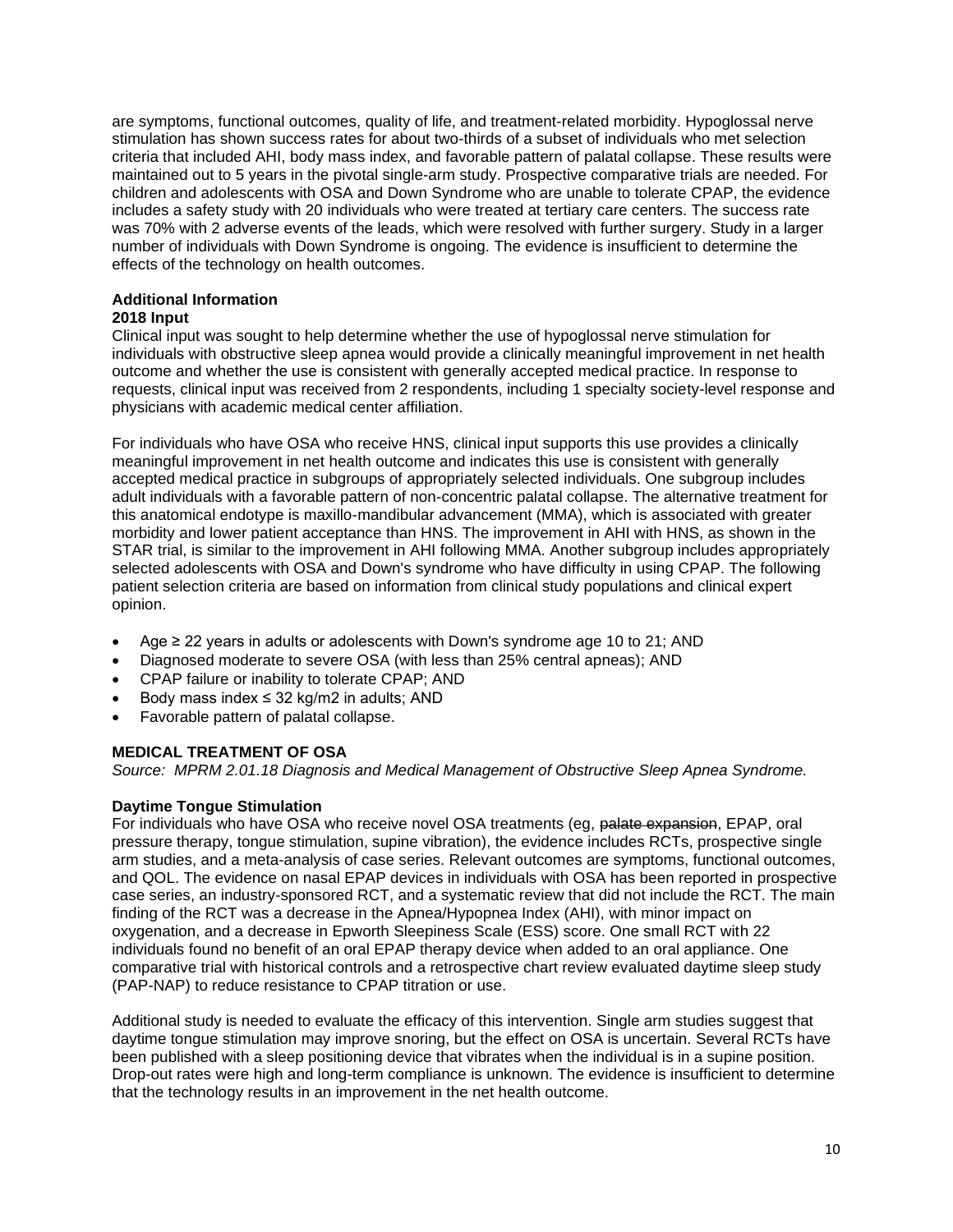are symptoms, functional outcomes, quality of life, and treatment-related morbidity. Hypoglossal nerve stimulation has shown success rates for about two-thirds of a subset of individuals who met selection criteria that included AHI, body mass index, and favorable pattern of palatal collapse. These results were maintained out to 5 years in the pivotal single-arm study. Prospective comparative trials are needed. For children and adolescents with OSA and Down Syndrome who are unable to tolerate CPAP, the evidence includes a safety study with 20 individuals who were treated at tertiary care centers. The success rate was 70% with 2 adverse events of the leads, which were resolved with further surgery. Study in a larger number of individuals with Down Syndrome is ongoing. The evidence is insufficient to determine the effects of the technology on health outcomes.

**Additional Information**

**2018 Input**

Clinical input was sought to help determine whether the use of hypoglossal nerve stimulation for individuals with obstructive sleep apnea would provide a clinically meaningful improvement in net health outcome and whether the use is consistent with generally accepted medical practice. In response to requests, clinical input was received from 2 respondents, including 1 specialty society-level response and physicians with academic medical center affiliation.

For individuals who have OSA who receive HNS, clinical input supports this use provides a clinically meaningful improvement in net health outcome and indicates this use is consistent with generally accepted medical practice in subgroups of appropriately selected individuals. One subgroup includes adult individuals with a favorable pattern of non-concentric palatal collapse. The alternative treatment for this anatomical endotype is maxillo-mandibular advancement (MMA), which is associated with greater morbidity and lower patient acceptance than HNS. The improvement in AHI with HNS, as shown in the STAR trial, is similar to the improvement in AHI following MMA. Another subgroup includes appropriately selected adolescents with OSA and Down's syndrome who have difficulty in using CPAP. The following patient selection criteria are based on information from clinical study populations and clinical expert opinion.

- Age ≥ 22 years in adults or adolescents with Down's syndrome age 10 to 21; AND
- Diagnosed moderate to severe OSA (with less than 25% central apneas); AND
- CPAP failure or inability to tolerate CPAP; AND
- Body mass index ≤ 32 kg/m2 in adults; AND
- Favorable pattern of palatal collapse.

**MEDICAL TREATMENT OF OSA**

*Source: MPRM 2.01.18 Diagnosis and Medical Management of Obstructive Sleep Apnea Syndrome.*

**Daytime Tongue Stimulation**

For individuals who have OSA who receive novel OSA treatments (eg, ~~palate expansion~~, EPAP, oral pressure therapy, tongue stimulation, supine vibration), the evidence includes RCTs, prospective single arm studies, and a meta-analysis of case series. Relevant outcomes are symptoms, functional outcomes, and QOL. The evidence on nasal EPAP devices in individuals with OSA has been reported in prospective case series, an industry-sponsored RCT, and a systematic review that did not include the RCT. The main finding of the RCT was a decrease in the Apnea/Hypopnea Index (AHI), with minor impact on oxygenation, and a decrease in Epworth Sleepiness Scale (ESS) score. One small RCT with 22 individuals found no benefit of an oral EPAP therapy device when added to an oral appliance. One comparative trial with historical controls and a retrospective chart review evaluated daytime sleep study (PAP-NAP) to reduce resistance to CPAP titration or use.

Additional study is needed to evaluate the efficacy of this intervention. Single arm studies suggest that daytime tongue stimulation may improve snoring, but the effect on OSA is uncertain. Several RCTs have been published with a sleep positioning device that vibrates when the individual is in a supine position. Drop-out rates were high and long-term compliance is unknown. The evidence is insufficient to determine that the technology results in an improvement in the net health outcome.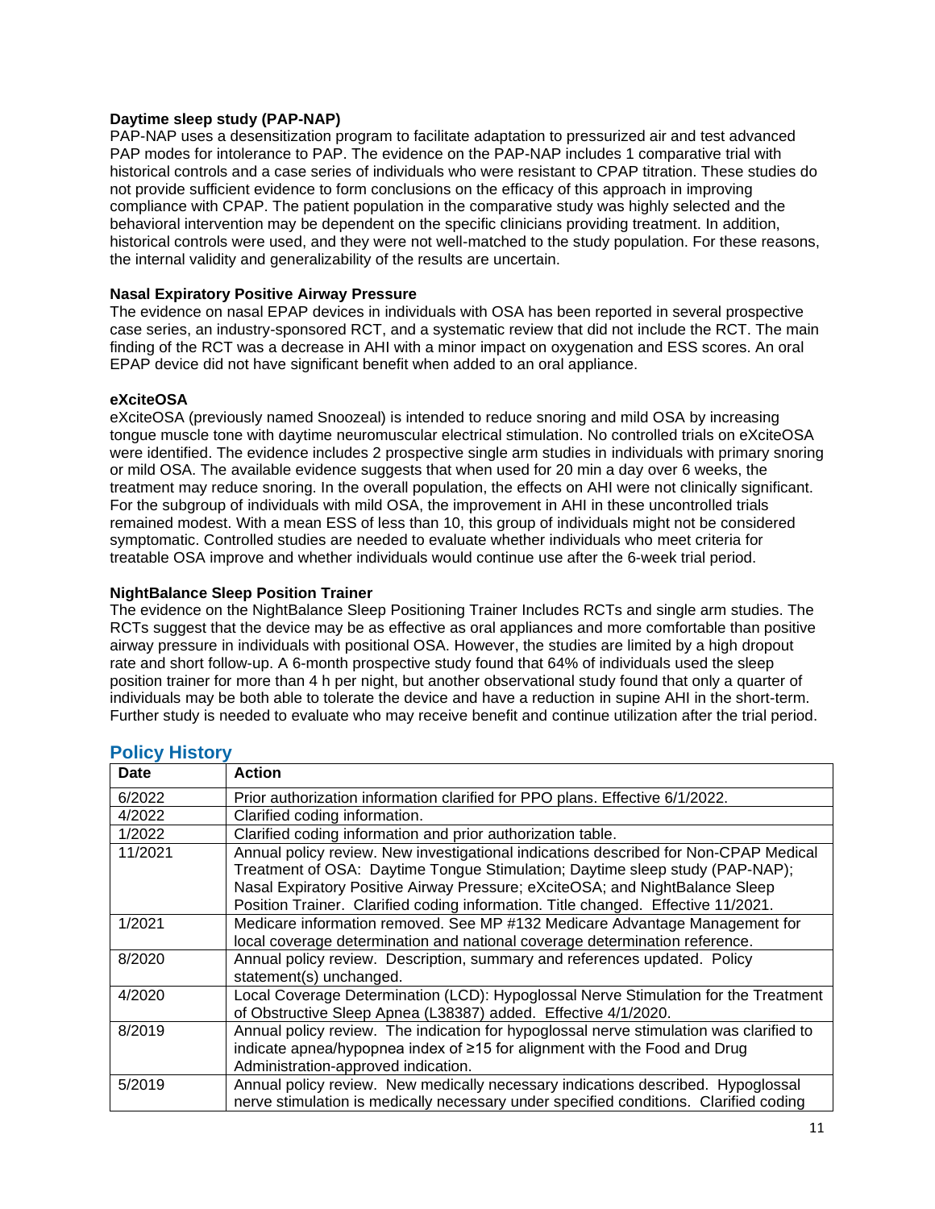**Daytime sleep study (PAP-NAP)**
PAP-NAP uses a desensitization program to facilitate adaptation to pressurized air and test advanced PAP modes for intolerance to PAP. The evidence on the PAP-NAP includes 1 comparative trial with historical controls and a case series of individuals who were resistant to CPAP titration. These studies do not provide sufficient evidence to form conclusions on the efficacy of this approach in improving compliance with CPAP. The patient population in the comparative study was highly selected and the behavioral intervention may be dependent on the specific clinicians providing treatment. In addition, historical controls were used, and they were not well-matched to the study population. For these reasons, the internal validity and generalizability of the results are uncertain.

**Nasal Expiratory Positive Airway Pressure**
The evidence on nasal EPAP devices in individuals with OSA has been reported in several prospective case series, an industry-sponsored RCT, and a systematic review that did not include the RCT. The main finding of the RCT was a decrease in AHI with a minor impact on oxygenation and ESS scores. An oral EPAP device did not have significant benefit when added to an oral appliance.

**eXciteOSA**
eXciteOSA (previously named Snoozeal) is intended to reduce snoring and mild OSA by increasing tongue muscle tone with daytime neuromuscular electrical stimulation. No controlled trials on eXciteOSA were identified. The evidence includes 2 prospective single arm studies in individuals with primary snoring or mild OSA. The available evidence suggests that when used for 20 min a day over 6 weeks, the treatment may reduce snoring. In the overall population, the effects on AHI were not clinically significant. For the subgroup of individuals with mild OSA, the improvement in AHI in these uncontrolled trials remained modest. With a mean ESS of less than 10, this group of individuals might not be considered symptomatic. Controlled studies are needed to evaluate whether individuals who meet criteria for treatable OSA improve and whether individuals would continue use after the 6-week trial period.

**NightBalance Sleep Position Trainer**
The evidence on the NightBalance Sleep Positioning Trainer Includes RCTs and single arm studies. The RCTs suggest that the device may be as effective as oral appliances and more comfortable than positive airway pressure in individuals with positional OSA. However, the studies are limited by a high dropout rate and short follow-up. A 6-month prospective study found that 64% of individuals used the sleep position trainer for more than 4 h per night, but another observational study found that only a quarter of individuals may be both able to tolerate the device and have a reduction in supine AHI in the short-term. Further study is needed to evaluate who may receive benefit and continue utilization after the trial period.

## Policy History

| Date | Action |
|---|---|
| 6/2022 | Prior authorization information clarified for PPO plans. Effective 6/1/2022. |
| 4/2022 | Clarified coding information. |
| 1/2022 | Clarified coding information and prior authorization table. |
| 11/2021 | Annual policy review. New investigational indications described for Non-CPAP Medical Treatment of OSA: Daytime Tongue Stimulation; Daytime sleep study (PAP-NAP); Nasal Expiratory Positive Airway Pressure; eXciteOSA; and NightBalance Sleep Position Trainer. Clarified coding information. Title changed. Effective 11/2021. |
| 1/2021 | Medicare information removed. See MP #132 Medicare Advantage Management for local coverage determination and national coverage determination reference. |
| 8/2020 | Annual policy review. Description, summary and references updated. Policy statement(s) unchanged. |
| 4/2020 | Local Coverage Determination (LCD): Hypoglossal Nerve Stimulation for the Treatment of Obstructive Sleep Apnea (L38387) added. Effective 4/1/2020. |
| 8/2019 | Annual policy review. The indication for hypoglossal nerve stimulation was clarified to indicate apnea/hypopnea index of ≥15 for alignment with the Food and Drug Administration-approved indication. |
| 5/2019 | Annual policy review. New medically necessary indications described. Hypoglossal nerve stimulation is medically necessary under specified conditions. Clarified coding |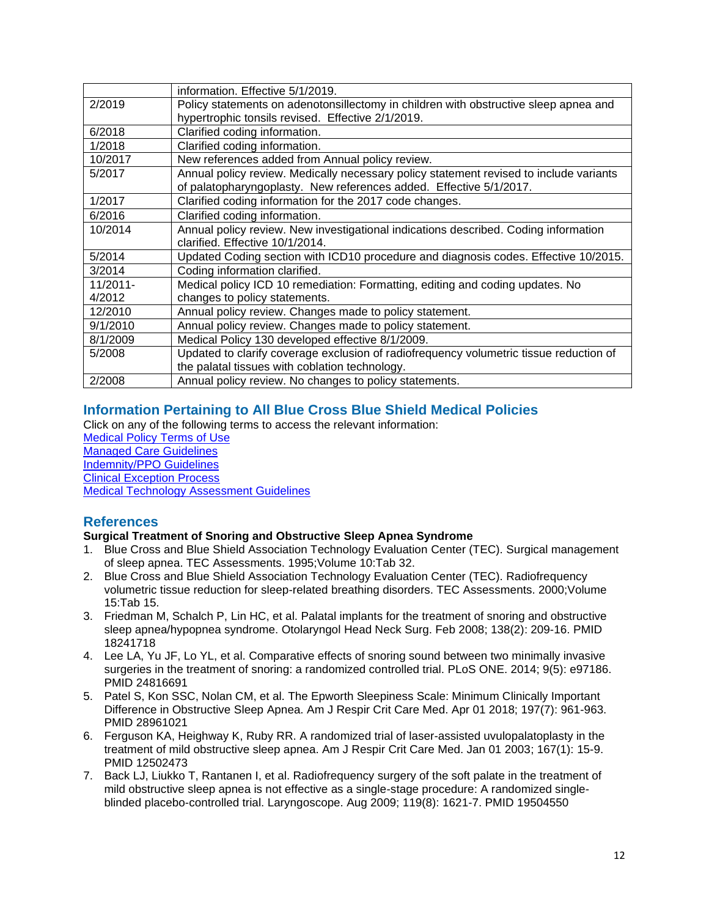| | |
|---|---|
| | information. Effective 5/1/2019. |
| 2/2019 | Policy statements on adenotonsillectomy in children with obstructive sleep apnea and hypertrophic tonsils revised. Effective 2/1/2019. |
| 6/2018 | Clarified coding information. |
| 1/2018 | Clarified coding information. |
| 10/2017 | New references added from Annual policy review. |
| 5/2017 | Annual policy review. Medically necessary policy statement revised to include variants of palatopharyngoplasty. New references added. Effective 5/1/2017. |
| 1/2017 | Clarified coding information for the 2017 code changes. |
| 6/2016 | Clarified coding information. |
| 10/2014 | Annual policy review. New investigational indications described. Coding information clarified. Effective 10/1/2014. |
| 5/2014 | Updated Coding section with ICD10 procedure and diagnosis codes. Effective 10/2015. |
| 3/2014 | Coding information clarified. |
| 11/2011-4/2012 | Medical policy ICD 10 remediation: Formatting, editing and coding updates. No changes to policy statements. |
| 12/2010 | Annual policy review. Changes made to policy statement. |
| 9/1/2010 | Annual policy review. Changes made to policy statement. |
| 8/1/2009 | Medical Policy 130 developed effective 8/1/2009. |
| 5/2008 | Updated to clarify coverage exclusion of radiofrequency volumetric tissue reduction of the palatal tissues with coblation technology. |
| 2/2008 | Annual policy review. No changes to policy statements. |

## Information Pertaining to All Blue Cross Blue Shield Medical Policies

Click on any of the following terms to access the relevant information:

Medical Policy Terms of Use
Managed Care Guidelines
Indemnity/PPO Guidelines
Clinical Exception Process
Medical Technology Assessment Guidelines

## References

**Surgical Treatment of Snoring and Obstructive Sleep Apnea Syndrome**

1. Blue Cross and Blue Shield Association Technology Evaluation Center (TEC). Surgical management of sleep apnea. TEC Assessments. 1995;Volume 10:Tab 32.
2. Blue Cross and Blue Shield Association Technology Evaluation Center (TEC). Radiofrequency volumetric tissue reduction for sleep-related breathing disorders. TEC Assessments. 2000;Volume 15:Tab 15.
3. Friedman M, Schalch P, Lin HC, et al. Palatal implants for the treatment of snoring and obstructive sleep apnea/hypopnea syndrome. Otolaryngol Head Neck Surg. Feb 2008; 138(2): 209-16. PMID 18241718
4. Lee LA, Yu JF, Lo YL, et al. Comparative effects of snoring sound between two minimally invasive surgeries in the treatment of snoring: a randomized controlled trial. PLoS ONE. 2014; 9(5): e97186. PMID 24816691
5. Patel S, Kon SSC, Nolan CM, et al. The Epworth Sleepiness Scale: Minimum Clinically Important Difference in Obstructive Sleep Apnea. Am J Respir Crit Care Med. Apr 01 2018; 197(7): 961-963. PMID 28961021
6. Ferguson KA, Heighway K, Ruby RR. A randomized trial of laser-assisted uvulopalatoplasty in the treatment of mild obstructive sleep apnea. Am J Respir Crit Care Med. Jan 01 2003; 167(1): 15-9. PMID 12502473
7. Back LJ, Liukko T, Rantanen I, et al. Radiofrequency surgery of the soft palate in the treatment of mild obstructive sleep apnea is not effective as a single-stage procedure: A randomized single-blinded placebo-controlled trial. Laryngoscope. Aug 2009; 119(8): 1621-7. PMID 19504550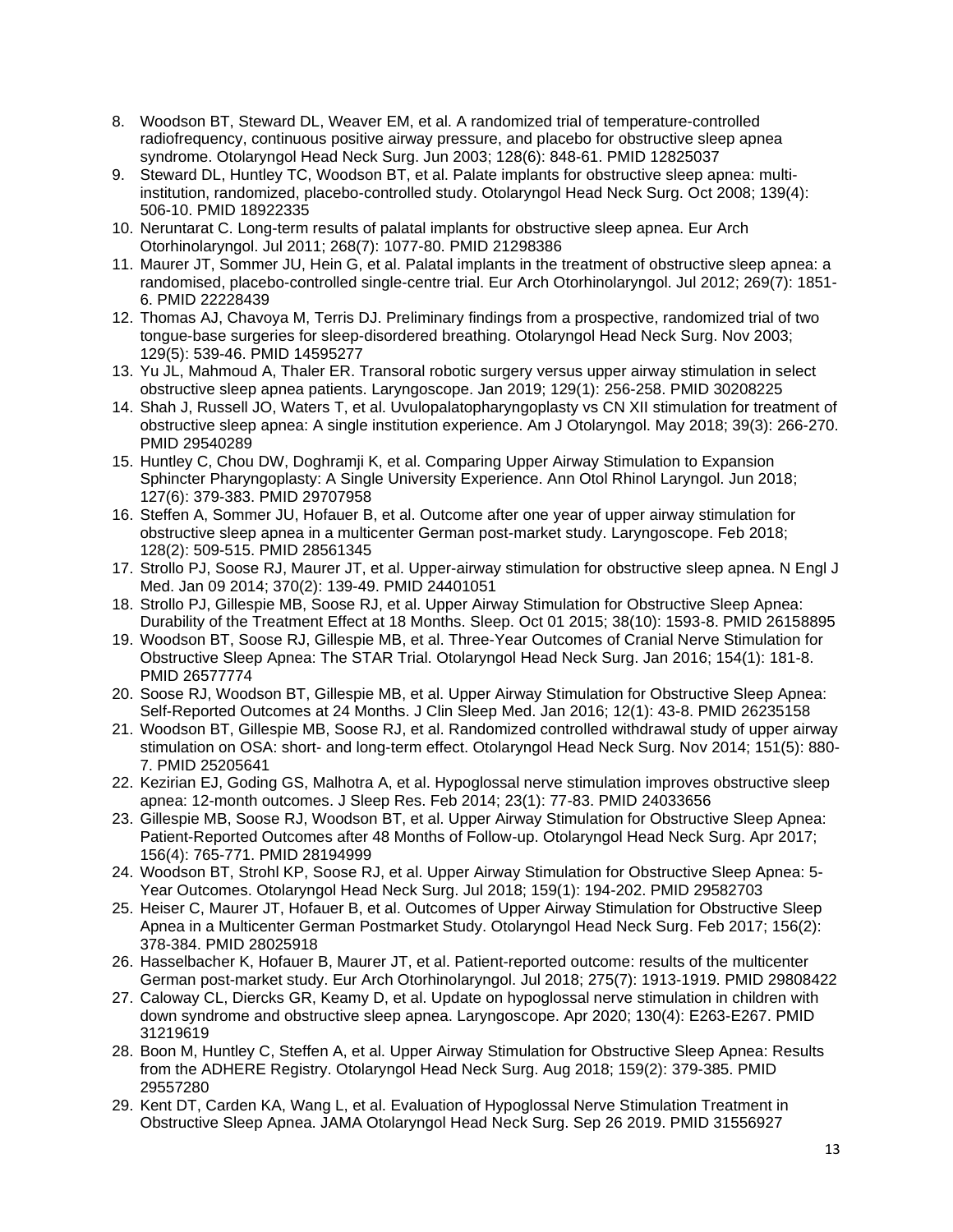8. Woodson BT, Steward DL, Weaver EM, et al. A randomized trial of temperature-controlled radiofrequency, continuous positive airway pressure, and placebo for obstructive sleep apnea syndrome. Otolaryngol Head Neck Surg. Jun 2003; 128(6): 848-61. PMID 12825037
9. Steward DL, Huntley TC, Woodson BT, et al. Palate implants for obstructive sleep apnea: multi-institution, randomized, placebo-controlled study. Otolaryngol Head Neck Surg. Oct 2008; 139(4): 506-10. PMID 18922335
10. Neruntarat C. Long-term results of palatal implants for obstructive sleep apnea. Eur Arch Otorhinolaryngol. Jul 2011; 268(7): 1077-80. PMID 21298386
11. Maurer JT, Sommer JU, Hein G, et al. Palatal implants in the treatment of obstructive sleep apnea: a randomised, placebo-controlled single-centre trial. Eur Arch Otorhinolaryngol. Jul 2012; 269(7): 1851-6. PMID 22228439
12. Thomas AJ, Chavoya M, Terris DJ. Preliminary findings from a prospective, randomized trial of two tongue-base surgeries for sleep-disordered breathing. Otolaryngol Head Neck Surg. Nov 2003; 129(5): 539-46. PMID 14595277
13. Yu JL, Mahmoud A, Thaler ER. Transoral robotic surgery versus upper airway stimulation in select obstructive sleep apnea patients. Laryngoscope. Jan 2019; 129(1): 256-258. PMID 30208225
14. Shah J, Russell JO, Waters T, et al. Uvulopalatopharyngoplasty vs CN XII stimulation for treatment of obstructive sleep apnea: A single institution experience. Am J Otolaryngol. May 2018; 39(3): 266-270. PMID 29540289
15. Huntley C, Chou DW, Doghramji K, et al. Comparing Upper Airway Stimulation to Expansion Sphincter Pharyngoplasty: A Single University Experience. Ann Otol Rhinol Laryngol. Jun 2018; 127(6): 379-383. PMID 29707958
16. Steffen A, Sommer JU, Hofauer B, et al. Outcome after one year of upper airway stimulation for obstructive sleep apnea in a multicenter German post-market study. Laryngoscope. Feb 2018; 128(2): 509-515. PMID 28561345
17. Strollo PJ, Soose RJ, Maurer JT, et al. Upper-airway stimulation for obstructive sleep apnea. N Engl J Med. Jan 09 2014; 370(2): 139-49. PMID 24401051
18. Strollo PJ, Gillespie MB, Soose RJ, et al. Upper Airway Stimulation for Obstructive Sleep Apnea: Durability of the Treatment Effect at 18 Months. Sleep. Oct 01 2015; 38(10): 1593-8. PMID 26158895
19. Woodson BT, Soose RJ, Gillespie MB, et al. Three-Year Outcomes of Cranial Nerve Stimulation for Obstructive Sleep Apnea: The STAR Trial. Otolaryngol Head Neck Surg. Jan 2016; 154(1): 181-8. PMID 26577774
20. Soose RJ, Woodson BT, Gillespie MB, et al. Upper Airway Stimulation for Obstructive Sleep Apnea: Self-Reported Outcomes at 24 Months. J Clin Sleep Med. Jan 2016; 12(1): 43-8. PMID 26235158
21. Woodson BT, Gillespie MB, Soose RJ, et al. Randomized controlled withdrawal study of upper airway stimulation on OSA: short- and long-term effect. Otolaryngol Head Neck Surg. Nov 2014; 151(5): 880-7. PMID 25205641
22. Kezirian EJ, Goding GS, Malhotra A, et al. Hypoglossal nerve stimulation improves obstructive sleep apnea: 12-month outcomes. J Sleep Res. Feb 2014; 23(1): 77-83. PMID 24033656
23. Gillespie MB, Soose RJ, Woodson BT, et al. Upper Airway Stimulation for Obstructive Sleep Apnea: Patient-Reported Outcomes after 48 Months of Follow-up. Otolaryngol Head Neck Surg. Apr 2017; 156(4): 765-771. PMID 28194999
24. Woodson BT, Strohl KP, Soose RJ, et al. Upper Airway Stimulation for Obstructive Sleep Apnea: 5-Year Outcomes. Otolaryngol Head Neck Surg. Jul 2018; 159(1): 194-202. PMID 29582703
25. Heiser C, Maurer JT, Hofauer B, et al. Outcomes of Upper Airway Stimulation for Obstructive Sleep Apnea in a Multicenter German Postmarket Study. Otolaryngol Head Neck Surg. Feb 2017; 156(2): 378-384. PMID 28025918
26. Hasselbacher K, Hofauer B, Maurer JT, et al. Patient-reported outcome: results of the multicenter German post-market study. Eur Arch Otorhinolaryngol. Jul 2018; 275(7): 1913-1919. PMID 29808422
27. Caloway CL, Diercks GR, Keamy D, et al. Update on hypoglossal nerve stimulation in children with down syndrome and obstructive sleep apnea. Laryngoscope. Apr 2020; 130(4): E263-E267. PMID 31219619
28. Boon M, Huntley C, Steffen A, et al. Upper Airway Stimulation for Obstructive Sleep Apnea: Results from the ADHERE Registry. Otolaryngol Head Neck Surg. Aug 2018; 159(2): 379-385. PMID 29557280
29. Kent DT, Carden KA, Wang L, et al. Evaluation of Hypoglossal Nerve Stimulation Treatment in Obstructive Sleep Apnea. JAMA Otolaryngol Head Neck Surg. Sep 26 2019. PMID 31556927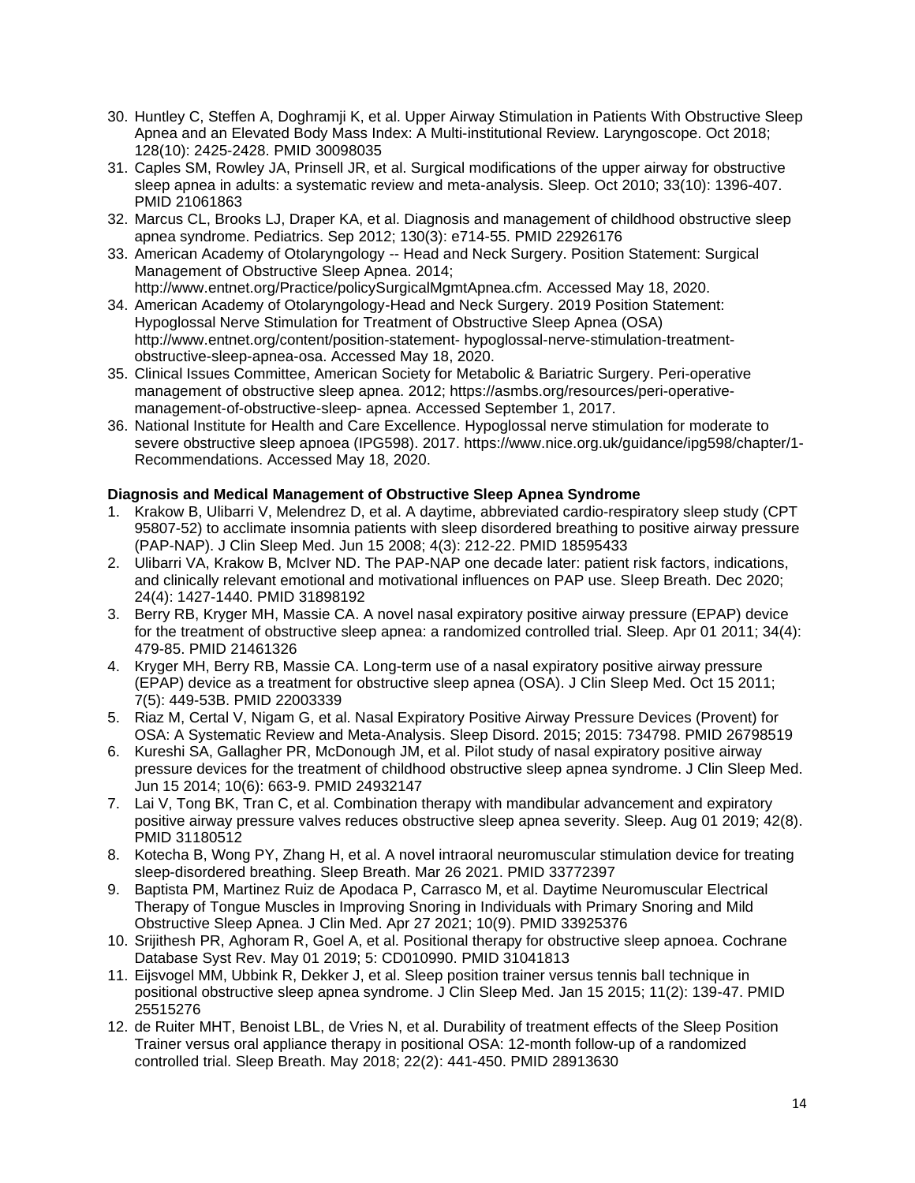30. Huntley C, Steffen A, Doghramji K, et al. Upper Airway Stimulation in Patients With Obstructive Sleep Apnea and an Elevated Body Mass Index: A Multi-institutional Review. Laryngoscope. Oct 2018; 128(10): 2425-2428. PMID 30098035
31. Caples SM, Rowley JA, Prinsell JR, et al. Surgical modifications of the upper airway for obstructive sleep apnea in adults: a systematic review and meta-analysis. Sleep. Oct 2010; 33(10): 1396-407. PMID 21061863
32. Marcus CL, Brooks LJ, Draper KA, et al. Diagnosis and management of childhood obstructive sleep apnea syndrome. Pediatrics. Sep 2012; 130(3): e714-55. PMID 22926176
33. American Academy of Otolaryngology -- Head and Neck Surgery. Position Statement: Surgical Management of Obstructive Sleep Apnea. 2014; http://www.entnet.org/Practice/policySurgicalMgmtApnea.cfm. Accessed May 18, 2020.
34. American Academy of Otolaryngology-Head and Neck Surgery. 2019 Position Statement: Hypoglossal Nerve Stimulation for Treatment of Obstructive Sleep Apnea (OSA) http://www.entnet.org/content/position-statement- hypoglossal-nerve-stimulation-treatment-obstructive-sleep-apnea-osa. Accessed May 18, 2020.
35. Clinical Issues Committee, American Society for Metabolic & Bariatric Surgery. Peri-operative management of obstructive sleep apnea. 2012; https://asmbs.org/resources/peri-operative-management-of-obstructive-sleep- apnea. Accessed September 1, 2017.
36. National Institute for Health and Care Excellence. Hypoglossal nerve stimulation for moderate to severe obstructive sleep apnoea (IPG598). 2017. https://www.nice.org.uk/guidance/ipg598/chapter/1-Recommendations. Accessed May 18, 2020.

**Diagnosis and Medical Management of Obstructive Sleep Apnea Syndrome**

1. Krakow B, Ulibarri V, Melendrez D, et al. A daytime, abbreviated cardio-respiratory sleep study (CPT 95807-52) to acclimate insomnia patients with sleep disordered breathing to positive airway pressure (PAP-NAP). J Clin Sleep Med. Jun 15 2008; 4(3): 212-22. PMID 18595433
2. Ulibarri VA, Krakow B, McIver ND. The PAP-NAP one decade later: patient risk factors, indications, and clinically relevant emotional and motivational influences on PAP use. Sleep Breath. Dec 2020; 24(4): 1427-1440. PMID 31898192
3. Berry RB, Kryger MH, Massie CA. A novel nasal expiratory positive airway pressure (EPAP) device for the treatment of obstructive sleep apnea: a randomized controlled trial. Sleep. Apr 01 2011; 34(4): 479-85. PMID 21461326
4. Kryger MH, Berry RB, Massie CA. Long-term use of a nasal expiratory positive airway pressure (EPAP) device as a treatment for obstructive sleep apnea (OSA). J Clin Sleep Med. Oct 15 2011; 7(5): 449-53B. PMID 22003339
5. Riaz M, Certal V, Nigam G, et al. Nasal Expiratory Positive Airway Pressure Devices (Provent) for OSA: A Systematic Review and Meta-Analysis. Sleep Disord. 2015; 2015: 734798. PMID 26798519
6. Kureshi SA, Gallagher PR, McDonough JM, et al. Pilot study of nasal expiratory positive airway pressure devices for the treatment of childhood obstructive sleep apnea syndrome. J Clin Sleep Med. Jun 15 2014; 10(6): 663-9. PMID 24932147
7. Lai V, Tong BK, Tran C, et al. Combination therapy with mandibular advancement and expiratory positive airway pressure valves reduces obstructive sleep apnea severity. Sleep. Aug 01 2019; 42(8). PMID 31180512
8. Kotecha B, Wong PY, Zhang H, et al. A novel intraoral neuromuscular stimulation device for treating sleep-disordered breathing. Sleep Breath. Mar 26 2021. PMID 33772397
9. Baptista PM, Martinez Ruiz de Apodaca P, Carrasco M, et al. Daytime Neuromuscular Electrical Therapy of Tongue Muscles in Improving Snoring in Individuals with Primary Snoring and Mild Obstructive Sleep Apnea. J Clin Med. Apr 27 2021; 10(9). PMID 33925376
10. Srijithesh PR, Aghoram R, Goel A, et al. Positional therapy for obstructive sleep apnoea. Cochrane Database Syst Rev. May 01 2019; 5: CD010990. PMID 31041813
11. Eijsvogel MM, Ubbink R, Dekker J, et al. Sleep position trainer versus tennis ball technique in positional obstructive sleep apnea syndrome. J Clin Sleep Med. Jan 15 2015; 11(2): 139-47. PMID 25515276
12. de Ruiter MHT, Benoist LBL, de Vries N, et al. Durability of treatment effects of the Sleep Position Trainer versus oral appliance therapy in positional OSA: 12-month follow-up of a randomized controlled trial. Sleep Breath. May 2018; 22(2): 441-450. PMID 28913630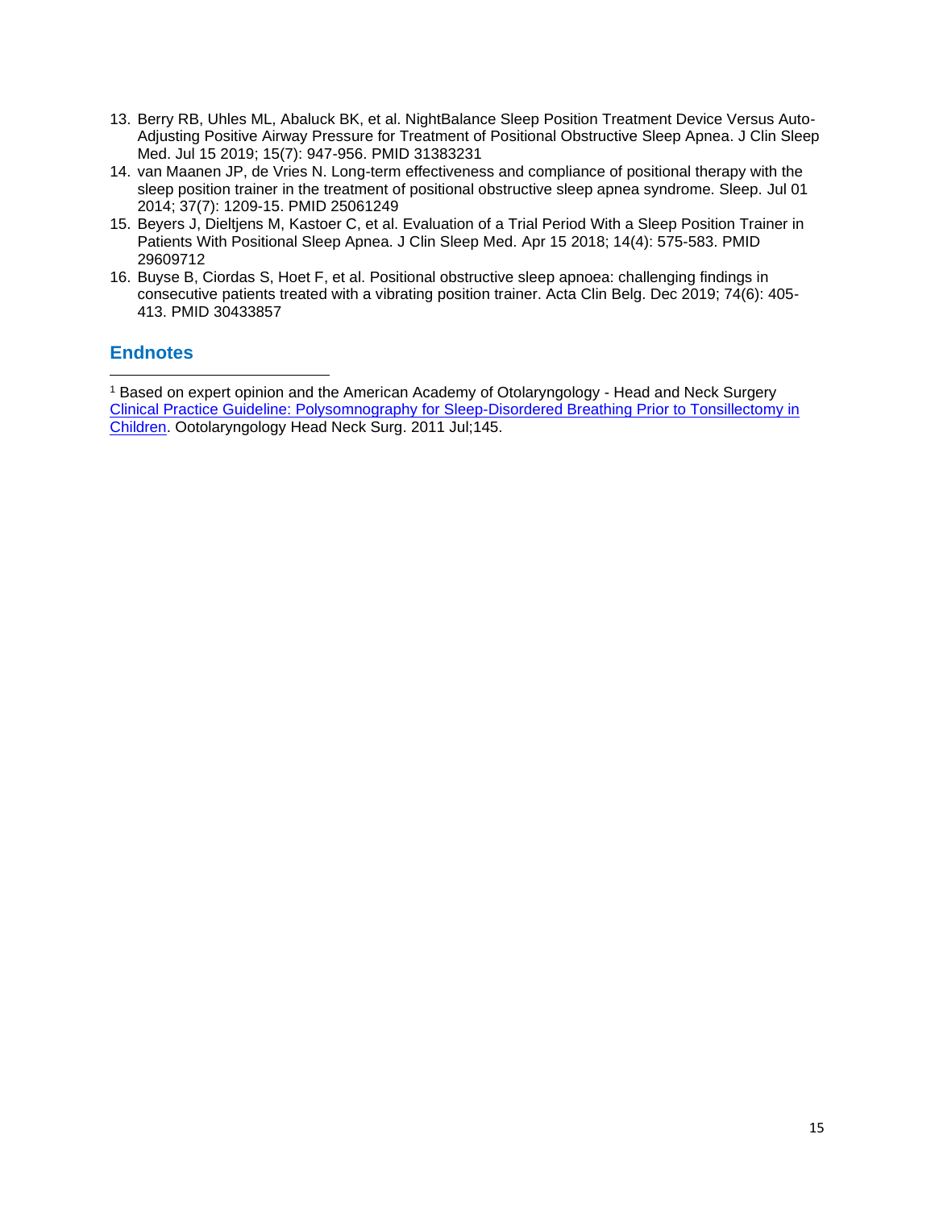13. Berry RB, Uhles ML, Abaluck BK, et al. NightBalance Sleep Position Treatment Device Versus Auto-Adjusting Positive Airway Pressure for Treatment of Positional Obstructive Sleep Apnea. J Clin Sleep Med. Jul 15 2019; 15(7): 947-956. PMID 31383231
14. van Maanen JP, de Vries N. Long-term effectiveness and compliance of positional therapy with the sleep position trainer in the treatment of positional obstructive sleep apnea syndrome. Sleep. Jul 01 2014; 37(7): 1209-15. PMID 25061249
15. Beyers J, Dieltjens M, Kastoer C, et al. Evaluation of a Trial Period With a Sleep Position Trainer in Patients With Positional Sleep Apnea. J Clin Sleep Med. Apr 15 2018; 14(4): 575-583. PMID 29609712
16. Buyse B, Ciordas S, Hoet F, et al. Positional obstructive sleep apnoea: challenging findings in consecutive patients treated with a vibrating position trainer. Acta Clin Belg. Dec 2019; 74(6): 405-413. PMID 30433857

## Endnotes

[1] Based on expert opinion and the American Academy of Otolaryngology - Head and Neck Surgery Clinical Practice Guideline: Polysomnography for Sleep-Disordered Breathing Prior to Tonsillectomy in Children. Ootolaryngology Head Neck Surg. 2011 Jul;145.